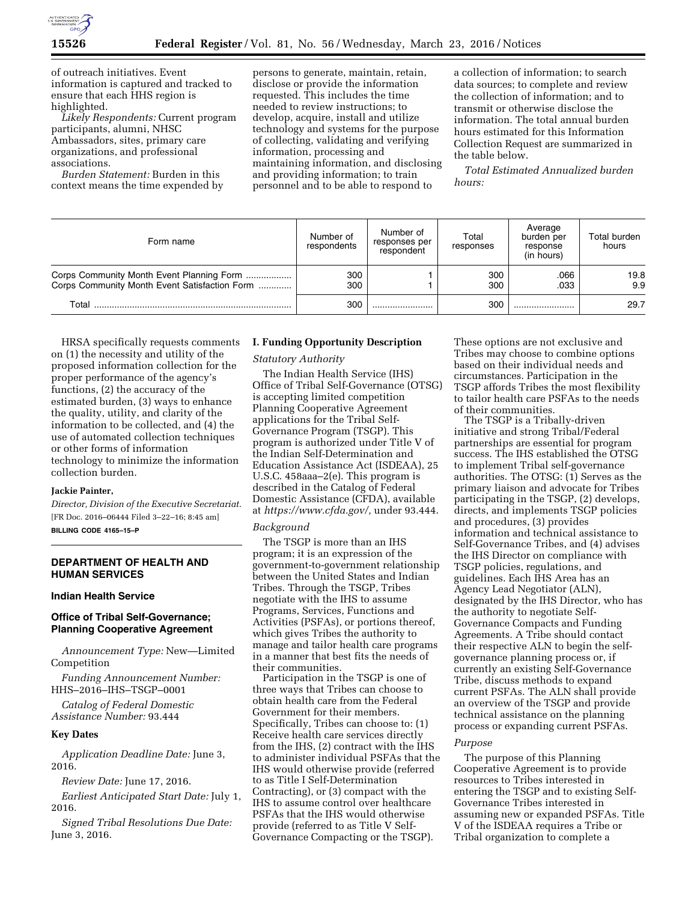of outreach initiatives. Event information is captured and tracked to ensure that each HHS region is highlighted.

*Likely Respondents:* Current program participants, alumni, NHSC Ambassadors, sites, primary care organizations, and professional associations.

*Burden Statement:* Burden in this context means the time expended by persons to generate, maintain, retain, disclose or provide the information requested. This includes the time needed to review instructions; to develop, acquire, install and utilize technology and systems for the purpose of collecting, validating and verifying information, processing and maintaining information, and disclosing and providing information; to train personnel and to be able to respond to a collection of information; to search data sources; to complete and review the collection of information; and to transmit or otherwise disclose the information. The total annual burden hours estimated for this Information Collection Request are summarized in the table below.

*Total Estimated Annualized burden hours:*

| Form name | Number of respondents | Number of responses per respondent | Total responses | Average burden per response (in hours) | Total burden hours |
|---|---|---|---|---|---|
| Corps Community Month Event Planning Form | 300 | 1 | 300 | .066 | 19.8 |
| Corps Community Month Event Satisfaction Form | 300 | 1 | 300 | .033 | 9.9 |
| Total | 300 | | 300 | | 29.7 |

HRSA specifically requests comments on (1) the necessity and utility of the proposed information collection for the proper performance of the agency's functions, (2) the accuracy of the estimated burden, (3) ways to enhance the quality, utility, and clarity of the information to be collected, and (4) the use of automated collection techniques or other forms of information technology to minimize the information collection burden.

**Jackie Painter,**

*Director, Division of the Executive Secretariat.*

[FR Doc. 2016–06444 Filed 3–22–16; 8:45 am]

**BILLING CODE 4165–15–P**

## DEPARTMENT OF HEALTH AND HUMAN SERVICES

### Indian Health Service

### Office of Tribal Self-Governance; Planning Cooperative Agreement

*Announcement Type:* New—Limited Competition

*Funding Announcement Number:* HHS–2016–IHS–TSGP–0001

*Catalog of Federal Domestic Assistance Number:* 93.444

**Key Dates**

*Application Deadline Date:* June 3, 2016.

*Review Date:* June 17, 2016.

*Earliest Anticipated Start Date:* July 1, 2016.

*Signed Tribal Resolutions Due Date:* June 3, 2016.

**I. Funding Opportunity Description**

*Statutory Authority*

The Indian Health Service (IHS) Office of Tribal Self-Governance (OTSG) is accepting limited competition Planning Cooperative Agreement applications for the Tribal Self-Governance Program (TSGP). This program is authorized under Title V of the Indian Self-Determination and Education Assistance Act (ISDEAA), 25 U.S.C. 458aaa–2(e). This program is described in the Catalog of Federal Domestic Assistance (CFDA), available at *https://www.cfda.gov/,* under 93.444.

*Background*

The TSGP is more than an IHS program; it is an expression of the government-to-government relationship between the United States and Indian Tribes. Through the TSGP, Tribes negotiate with the IHS to assume Programs, Services, Functions and Activities (PSFAs), or portions thereof, which gives Tribes the authority to manage and tailor health care programs in a manner that best fits the needs of their communities.

Participation in the TSGP is one of three ways that Tribes can choose to obtain health care from the Federal Government for their members. Specifically, Tribes can choose to: (1) Receive health care services directly from the IHS, (2) contract with the IHS to administer individual PSFAs that the IHS would otherwise provide (referred to as Title I Self-Determination Contracting), or (3) compact with the IHS to assume control over healthcare PSFAs that the IHS would otherwise provide (referred to as Title V Self-Governance Compacting or the TSGP). These options are not exclusive and Tribes may choose to combine options based on their individual needs and circumstances. Participation in the TSGP affords Tribes the most flexibility to tailor health care PSFAs to the needs of their communities.

The TSGP is a Tribally-driven initiative and strong Tribal/Federal partnerships are essential for program success. The IHS established the OTSG to implement Tribal self-governance authorities. The OTSG: (1) Serves as the primary liaison and advocate for Tribes participating in the TSGP, (2) develops, directs, and implements TSGP policies and procedures, (3) provides information and technical assistance to Self-Governance Tribes, and (4) advises the IHS Director on compliance with TSGP policies, regulations, and guidelines. Each IHS Area has an Agency Lead Negotiator (ALN), designated by the IHS Director, who has the authority to negotiate Self-Governance Compacts and Funding Agreements. A Tribe should contact their respective ALN to begin the self-governance planning process or, if currently an existing Self-Governance Tribe, discuss methods to expand current PSFAs. The ALN shall provide an overview of the TSGP and provide technical assistance on the planning process or expanding current PSFAs.

*Purpose*

The purpose of this Planning Cooperative Agreement is to provide resources to Tribes interested in entering the TSGP and to existing Self-Governance Tribes interested in assuming new or expanded PSFAs. Title V of the ISDEAA requires a Tribe or Tribal organization to complete a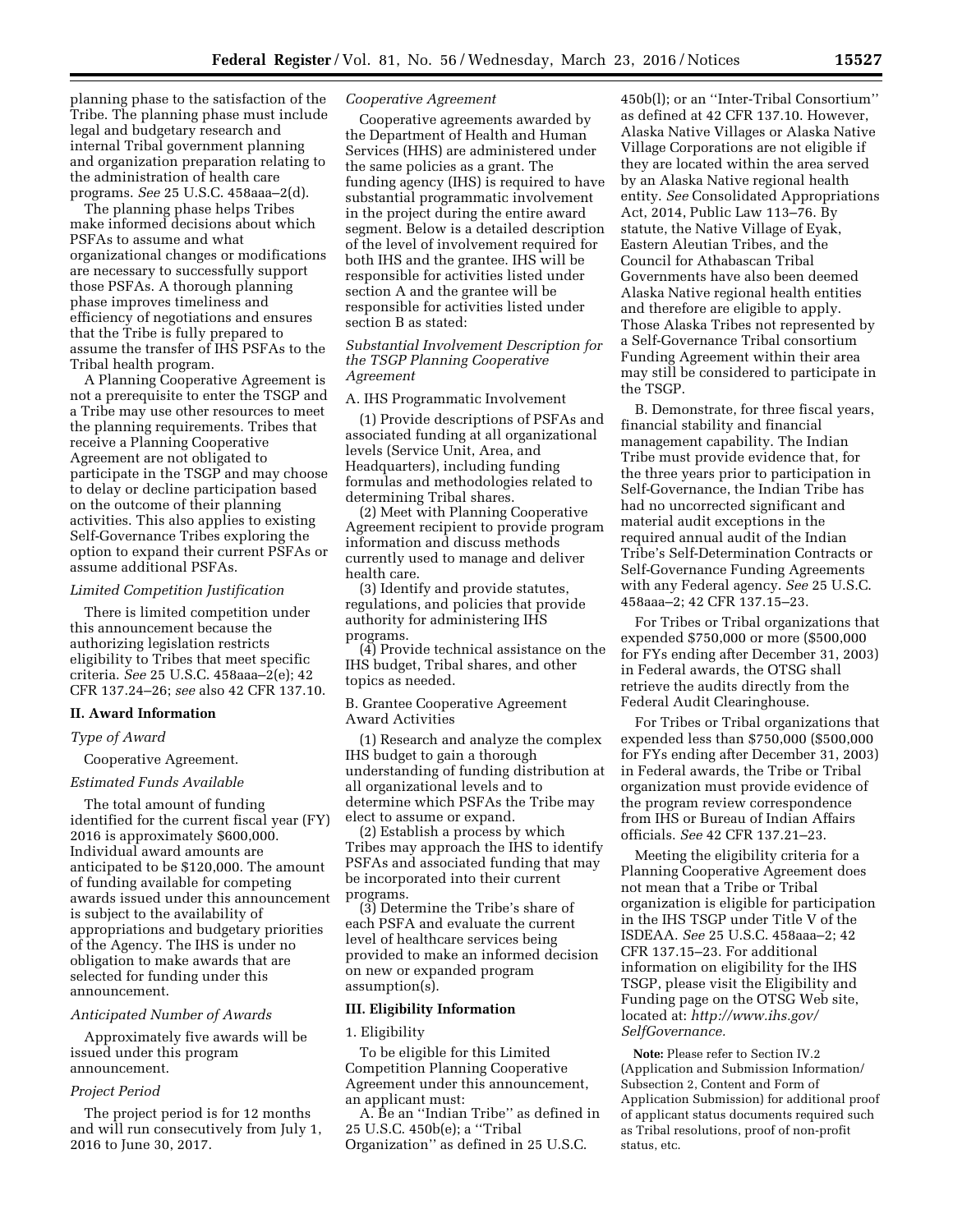planning phase to the satisfaction of the Tribe. The planning phase must include legal and budgetary research and internal Tribal government planning and organization preparation relating to the administration of health care programs. *See* 25 U.S.C. 458aaa–2(d).

The planning phase helps Tribes make informed decisions about which PSFAs to assume and what organizational changes or modifications are necessary to successfully support those PSFAs. A thorough planning phase improves timeliness and efficiency of negotiations and ensures that the Tribe is fully prepared to assume the transfer of IHS PSFAs to the Tribal health program.

A Planning Cooperative Agreement is not a prerequisite to enter the TSGP and a Tribe may use other resources to meet the planning requirements. Tribes that receive a Planning Cooperative Agreement are not obligated to participate in the TSGP and may choose to delay or decline participation based on the outcome of their planning activities. This also applies to existing Self-Governance Tribes exploring the option to expand their current PSFAs or assume additional PSFAs.

*Limited Competition Justification*

There is limited competition under this announcement because the authorizing legislation restricts eligibility to Tribes that meet specific criteria. *See* 25 U.S.C. 458aaa–2(e); 42 CFR 137.24–26; *see* also 42 CFR 137.10.

## II. Award Information

*Type of Award*

Cooperative Agreement.

*Estimated Funds Available*

The total amount of funding identified for the current fiscal year (FY) 2016 is approximately $600,000. Individual award amounts are anticipated to be $120,000. The amount of funding available for competing awards issued under this announcement is subject to the availability of appropriations and budgetary priorities of the Agency. The IHS is under no obligation to make awards that are selected for funding under this announcement.

*Anticipated Number of Awards*

Approximately five awards will be issued under this program announcement.

*Project Period*

The project period is for 12 months and will run consecutively from July 1, 2016 to June 30, 2017.

*Cooperative Agreement*

Cooperative agreements awarded by the Department of Health and Human Services (HHS) are administered under the same policies as a grant. The funding agency (IHS) is required to have substantial programmatic involvement in the project during the entire award segment. Below is a detailed description of the level of involvement required for both IHS and the grantee. IHS will be responsible for activities listed under section A and the grantee will be responsible for activities listed under section B as stated:

*Substantial Involvement Description for the TSGP Planning Cooperative Agreement*

A. IHS Programmatic Involvement

(1) Provide descriptions of PSFAs and associated funding at all organizational levels (Service Unit, Area, and Headquarters), including funding formulas and methodologies related to determining Tribal shares.

(2) Meet with Planning Cooperative Agreement recipient to provide program information and discuss methods currently used to manage and deliver health care.

(3) Identify and provide statutes, regulations, and policies that provide authority for administering IHS programs.

(4) Provide technical assistance on the IHS budget, Tribal shares, and other topics as needed.

B. Grantee Cooperative Agreement Award Activities

(1) Research and analyze the complex IHS budget to gain a thorough understanding of funding distribution at all organizational levels and to determine which PSFAs the Tribe may elect to assume or expand.

(2) Establish a process by which Tribes may approach the IHS to identify PSFAs and associated funding that may be incorporated into their current programs.

(3) Determine the Tribe's share of each PSFA and evaluate the current level of healthcare services being provided to make an informed decision on new or expanded program assumption(s).

## III. Eligibility Information

1. Eligibility

To be eligible for this Limited Competition Planning Cooperative Agreement under this announcement, an applicant must:

A. Be an ''Indian Tribe'' as defined in 25 U.S.C. 450b(e); a ''Tribal Organization'' as defined in 25 U.S.C. 450b(l); or an ''Inter-Tribal Consortium'' as defined at 42 CFR 137.10. However, Alaska Native Villages or Alaska Native Village Corporations are not eligible if they are located within the area served by an Alaska Native regional health entity. *See* Consolidated Appropriations Act, 2014, Public Law 113–76. By statute, the Native Village of Eyak, Eastern Aleutian Tribes, and the Council for Athabascan Tribal Governments have also been deemed Alaska Native regional health entities and therefore are eligible to apply. Those Alaska Tribes not represented by a Self-Governance Tribal consortium Funding Agreement within their area may still be considered to participate in the TSGP.

B. Demonstrate, for three fiscal years, financial stability and financial management capability. The Indian Tribe must provide evidence that, for the three years prior to participation in Self-Governance, the Indian Tribe has had no uncorrected significant and material audit exceptions in the required annual audit of the Indian Tribe's Self-Determination Contracts or Self-Governance Funding Agreements with any Federal agency. *See* 25 U.S.C. 458aaa–2; 42 CFR 137.15–23.

For Tribes or Tribal organizations that expended $750,000 or more ($500,000 for FYs ending after December 31, 2003) in Federal awards, the OTSG shall retrieve the audits directly from the Federal Audit Clearinghouse.

For Tribes or Tribal organizations that expended less than $750,000 ($500,000 for FYs ending after December 31, 2003) in Federal awards, the Tribe or Tribal organization must provide evidence of the program review correspondence from IHS or Bureau of Indian Affairs officials. *See* 42 CFR 137.21–23.

Meeting the eligibility criteria for a Planning Cooperative Agreement does not mean that a Tribe or Tribal organization is eligible for participation in the IHS TSGP under Title V of the ISDEAA. *See* 25 U.S.C. 458aaa–2; 42 CFR 137.15–23. For additional information on eligibility for the IHS TSGP, please visit the Eligibility and Funding page on the OTSG Web site, located at: *http://www.ihs.gov/SelfGovernance*.

**Note:** Please refer to Section IV.2 (Application and Submission Information/Subsection 2, Content and Form of Application Submission) for additional proof of applicant status documents required such as Tribal resolutions, proof of non-profit status, etc.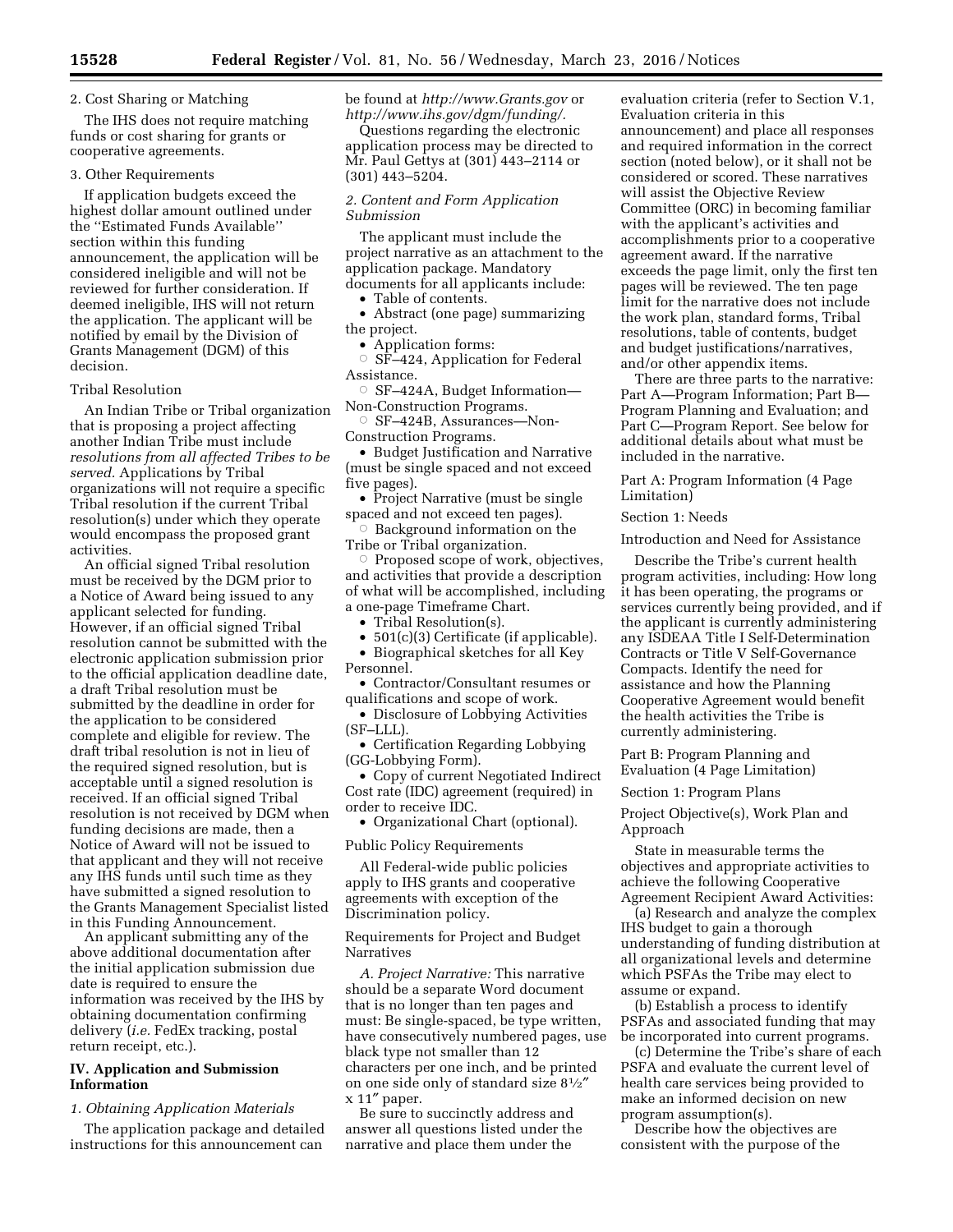2. Cost Sharing or Matching

The IHS does not require matching funds or cost sharing for grants or cooperative agreements.

3. Other Requirements

If application budgets exceed the highest dollar amount outlined under the ''Estimated Funds Available'' section within this funding announcement, the application will be considered ineligible and will not be reviewed for further consideration. If deemed ineligible, IHS will not return the application. The applicant will be notified by email by the Division of Grants Management (DGM) of this decision.

Tribal Resolution

An Indian Tribe or Tribal organization that is proposing a project affecting another Indian Tribe must include *resolutions from all affected Tribes to be served.* Applications by Tribal organizations will not require a specific Tribal resolution if the current Tribal resolution(s) under which they operate would encompass the proposed grant activities.

An official signed Tribal resolution must be received by the DGM prior to a Notice of Award being issued to any applicant selected for funding. However, if an official signed Tribal resolution cannot be submitted with the electronic application submission prior to the official application deadline date, a draft Tribal resolution must be submitted by the deadline in order for the application to be considered complete and eligible for review. The draft tribal resolution is not in lieu of the required signed resolution, but is acceptable until a signed resolution is received. If an official signed Tribal resolution is not received by DGM when funding decisions are made, then a Notice of Award will not be issued to that applicant and they will not receive any IHS funds until such time as they have submitted a signed resolution to the Grants Management Specialist listed in this Funding Announcement.

An applicant submitting any of the above additional documentation after the initial application submission due date is required to ensure the information was received by the IHS by obtaining documentation confirming delivery (*i.e.* FedEx tracking, postal return receipt, etc.).

## IV. Application and Submission Information

*1. Obtaining Application Materials*

The application package and detailed instructions for this announcement can be found at *http://www.Grants.gov* or *http://www.ihs.gov/dgm/funding/.*

Questions regarding the electronic application process may be directed to Mr. Paul Gettys at (301) 443–2114 or (301) 443–5204.

*2. Content and Form Application Submission*

The applicant must include the project narrative as an attachment to the application package. Mandatory documents for all applicants include:

- Table of contents.
- Abstract (one page) summarizing the project.
- Application forms:
  - SF–424, Application for Federal Assistance.
  - SF–424A, Budget Information—Non-Construction Programs.
  - SF–424B, Assurances—Non-Construction Programs.
- Budget Justification and Narrative (must be single spaced and not exceed five pages).
- Project Narrative (must be single spaced and not exceed ten pages).
  - Background information on the Tribe or Tribal organization.
  - Proposed scope of work, objectives, and activities that provide a description of what will be accomplished, including a one-page Timeframe Chart.
- Tribal Resolution(s).
- 501(c)(3) Certificate (if applicable).
- Biographical sketches for all Key Personnel.
- Contractor/Consultant resumes or qualifications and scope of work.
- Disclosure of Lobbying Activities (SF–LLL).
- Certification Regarding Lobbying (GG-Lobbying Form).
- Copy of current Negotiated Indirect Cost rate (IDC) agreement (required) in order to receive IDC.
- Organizational Chart (optional).

Public Policy Requirements

All Federal-wide public policies apply to IHS grants and cooperative agreements with exception of the Discrimination policy.

Requirements for Project and Budget Narratives

*A. Project Narrative:* This narrative should be a separate Word document that is no longer than ten pages and must: Be single-spaced, be type written, have consecutively numbered pages, use black type not smaller than 12 characters per one inch, and be printed on one side only of standard size 8½″ x 11″ paper.

Be sure to succinctly address and answer all questions listed under the narrative and place them under the evaluation criteria (refer to Section V.1, Evaluation criteria in this announcement) and place all responses and required information in the correct section (noted below), or it shall not be considered or scored. These narratives will assist the Objective Review Committee (ORC) in becoming familiar with the applicant's activities and accomplishments prior to a cooperative agreement award. If the narrative exceeds the page limit, only the first ten pages will be reviewed. The ten page limit for the narrative does not include the work plan, standard forms, Tribal resolutions, table of contents, budget and budget justifications/narratives, and/or other appendix items.

There are three parts to the narrative: Part A—Program Information; Part B—Program Planning and Evaluation; and Part C—Program Report. See below for additional details about what must be included in the narrative.

Part A: Program Information (4 Page Limitation)

Section 1: Needs

Introduction and Need for Assistance

Describe the Tribe's current health program activities, including: How long it has been operating, the programs or services currently being provided, and if the applicant is currently administering any ISDEAA Title I Self-Determination Contracts or Title V Self-Governance Compacts. Identify the need for assistance and how the Planning Cooperative Agreement would benefit the health activities the Tribe is currently administering.

Part B: Program Planning and Evaluation (4 Page Limitation)

Section 1: Program Plans

Project Objective(s), Work Plan and Approach

State in measurable terms the objectives and appropriate activities to achieve the following Cooperative Agreement Recipient Award Activities:

(a) Research and analyze the complex IHS budget to gain a thorough understanding of funding distribution at all organizational levels and determine which PSFAs the Tribe may elect to assume or expand.

(b) Establish a process to identify PSFAs and associated funding that may be incorporated into current programs.

(c) Determine the Tribe's share of each PSFA and evaluate the current level of health care services being provided to make an informed decision on new program assumption(s).

Describe how the objectives are consistent with the purpose of the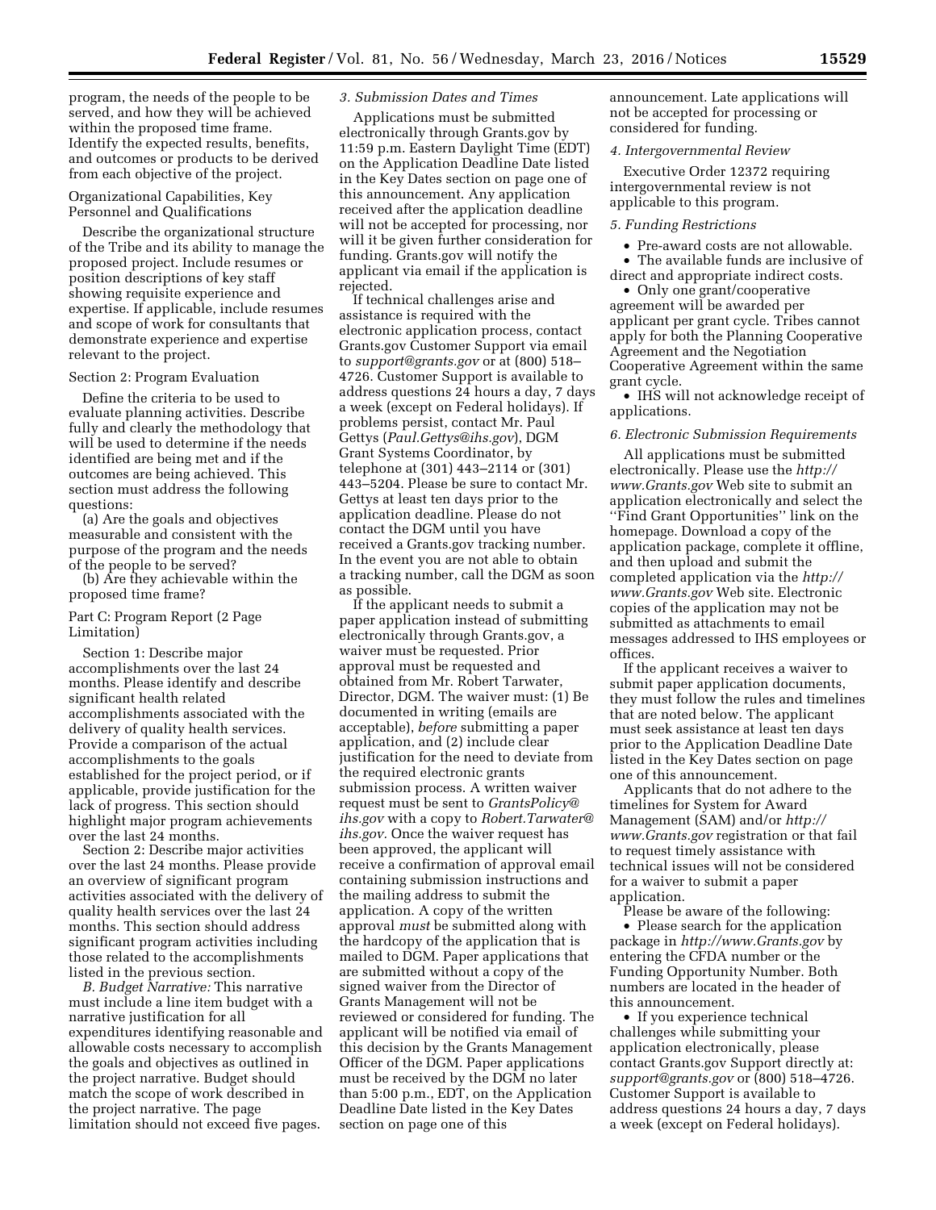program, the needs of the people to be served, and how they will be achieved within the proposed time frame. Identify the expected results, benefits, and outcomes or products to be derived from each objective of the project.

Organizational Capabilities, Key Personnel and Qualifications

Describe the organizational structure of the Tribe and its ability to manage the proposed project. Include resumes or position descriptions of key staff showing requisite experience and expertise. If applicable, include resumes and scope of work for consultants that demonstrate experience and expertise relevant to the project.

Section 2: Program Evaluation

Define the criteria to be used to evaluate planning activities. Describe fully and clearly the methodology that will be used to determine if the needs identified are being met and if the outcomes are being achieved. This section must address the following questions:

(a) Are the goals and objectives measurable and consistent with the purpose of the program and the needs of the people to be served?

(b) Are they achievable within the proposed time frame?

Part C: Program Report (2 Page Limitation)

Section 1: Describe major accomplishments over the last 24 months. Please identify and describe significant health related accomplishments associated with the delivery of quality health services. Provide a comparison of the actual accomplishments to the goals established for the project period, or if applicable, provide justification for the lack of progress. This section should highlight major program achievements over the last 24 months.

Section 2: Describe major activities over the last 24 months. Please provide an overview of significant program activities associated with the delivery of quality health services over the last 24 months. This section should address significant program activities including those related to the accomplishments listed in the previous section.

*B. Budget Narrative:* This narrative must include a line item budget with a narrative justification for all expenditures identifying reasonable and allowable costs necessary to accomplish the goals and objectives as outlined in the project narrative. Budget should match the scope of work described in the project narrative. The page limitation should not exceed five pages.

### *3. Submission Dates and Times*

Applications must be submitted electronically through Grants.gov by 11:59 p.m. Eastern Daylight Time (EDT) on the Application Deadline Date listed in the Key Dates section on page one of this announcement. Any application received after the application deadline will not be accepted for processing, nor will it be given further consideration for funding. Grants.gov will notify the applicant via email if the application is rejected.

If technical challenges arise and assistance is required with the electronic application process, contact Grants.gov Customer Support via email to *support@grants.gov* or at (800) 518–4726. Customer Support is available to address questions 24 hours a day, 7 days a week (except on Federal holidays). If problems persist, contact Mr. Paul Gettys (*Paul.Gettys@ihs.gov*), DGM Grant Systems Coordinator, by telephone at (301) 443–2114 or (301) 443–5204. Please be sure to contact Mr. Gettys at least ten days prior to the application deadline. Please do not contact the DGM until you have received a Grants.gov tracking number. In the event you are not able to obtain a tracking number, call the DGM as soon as possible.

If the applicant needs to submit a paper application instead of submitting electronically through Grants.gov, a waiver must be requested. Prior approval must be requested and obtained from Mr. Robert Tarwater, Director, DGM. The waiver must: (1) Be documented in writing (emails are acceptable), *before* submitting a paper application, and (2) include clear justification for the need to deviate from the required electronic grants submission process. A written waiver request must be sent to *GrantsPolicy@ihs.gov* with a copy to *Robert.Tarwater@ihs.gov.* Once the waiver request has been approved, the applicant will receive a confirmation of approval email containing submission instructions and the mailing address to submit the application. A copy of the written approval *must* be submitted along with the hardcopy of the application that is mailed to DGM. Paper applications that are submitted without a copy of the signed waiver from the Director of Grants Management will not be reviewed or considered for funding. The applicant will be notified via email of this decision by the Grants Management Officer of the DGM. Paper applications must be received by the DGM no later than 5:00 p.m., EDT, on the Application Deadline Date listed in the Key Dates section on page one of this announcement. Late applications will not be accepted for processing or considered for funding.

### *4. Intergovernmental Review*

Executive Order 12372 requiring intergovernmental review is not applicable to this program.

### *5. Funding Restrictions*

- Pre-award costs are not allowable.
- The available funds are inclusive of direct and appropriate indirect costs.
- Only one grant/cooperative agreement will be awarded per applicant per grant cycle. Tribes cannot apply for both the Planning Cooperative Agreement and the Negotiation Cooperative Agreement within the same grant cycle.
- IHS will not acknowledge receipt of applications.

### *6. Electronic Submission Requirements*

All applications must be submitted electronically. Please use the *http://www.Grants.gov* Web site to submit an application electronically and select the ''Find Grant Opportunities'' link on the homepage. Download a copy of the application package, complete it offline, and then upload and submit the completed application via the *http://www.Grants.gov* Web site. Electronic copies of the application may not be submitted as attachments to email messages addressed to IHS employees or offices.

If the applicant receives a waiver to submit paper application documents, they must follow the rules and timelines that are noted below. The applicant must seek assistance at least ten days prior to the Application Deadline Date listed in the Key Dates section on page one of this announcement.

Applicants that do not adhere to the timelines for System for Award Management (SAM) and/or *http://www.Grants.gov* registration or that fail to request timely assistance with technical issues will not be considered for a waiver to submit a paper application.

Please be aware of the following:

- Please search for the application package in *http://www.Grants.gov* by entering the CFDA number or the Funding Opportunity Number. Both numbers are located in the header of this announcement.
- If you experience technical challenges while submitting your application electronically, please contact Grants.gov Support directly at: *support@grants.gov* or (800) 518–4726. Customer Support is available to address questions 24 hours a day, 7 days a week (except on Federal holidays).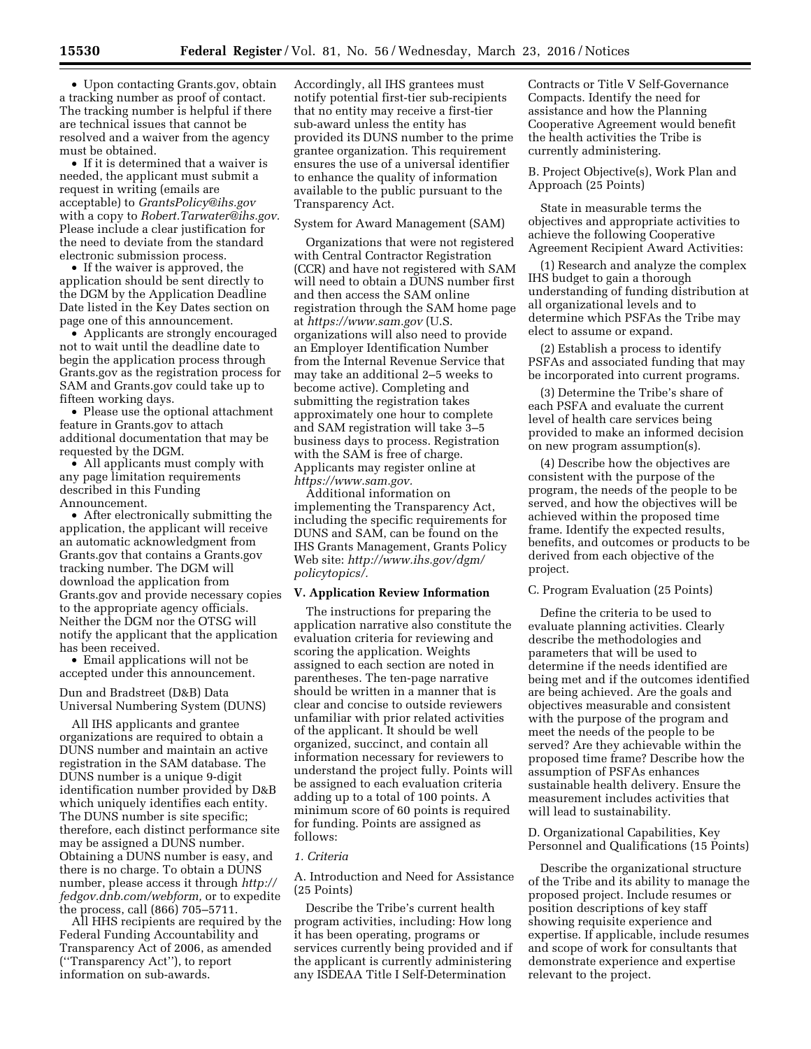- Upon contacting Grants.gov, obtain a tracking number as proof of contact. The tracking number is helpful if there are technical issues that cannot be resolved and a waiver from the agency must be obtained.
- If it is determined that a waiver is needed, the applicant must submit a request in writing (emails are acceptable) to *GrantsPolicy@ihs.gov* with a copy to *Robert.Tarwater@ihs.gov.* Please include a clear justification for the need to deviate from the standard electronic submission process.
- If the waiver is approved, the application should be sent directly to the DGM by the Application Deadline Date listed in the Key Dates section on page one of this announcement.
- Applicants are strongly encouraged not to wait until the deadline date to begin the application process through Grants.gov as the registration process for SAM and Grants.gov could take up to fifteen working days.
- Please use the optional attachment feature in Grants.gov to attach additional documentation that may be requested by the DGM.
- All applicants must comply with any page limitation requirements described in this Funding Announcement.
- After electronically submitting the application, the applicant will receive an automatic acknowledgment from Grants.gov that contains a Grants.gov tracking number. The DGM will download the application from Grants.gov and provide necessary copies to the appropriate agency officials. Neither the DGM nor the OTSG will notify the applicant that the application has been received.
- Email applications will not be accepted under this announcement.

Dun and Bradstreet (D&B) Data Universal Numbering System (DUNS)

All IHS applicants and grantee organizations are required to obtain a DUNS number and maintain an active registration in the SAM database. The DUNS number is a unique 9-digit identification number provided by D&B which uniquely identifies each entity. The DUNS number is site specific; therefore, each distinct performance site may be assigned a DUNS number. Obtaining a DUNS number is easy, and there is no charge. To obtain a DUNS number, please access it through *http://fedgov.dnb.com/webform,* or to expedite the process, call (866) 705–5711.

All HHS recipients are required by the Federal Funding Accountability and Transparency Act of 2006, as amended (''Transparency Act''), to report information on sub-awards. Accordingly, all IHS grantees must notify potential first-tier sub-recipients that no entity may receive a first-tier sub-award unless the entity has provided its DUNS number to the prime grantee organization. This requirement ensures the use of a universal identifier to enhance the quality of information available to the public pursuant to the Transparency Act.

System for Award Management (SAM)

Organizations that were not registered with Central Contractor Registration (CCR) and have not registered with SAM will need to obtain a DUNS number first and then access the SAM online registration through the SAM home page at *https://www.sam.gov* (U.S. organizations will also need to provide an Employer Identification Number from the Internal Revenue Service that may take an additional 2–5 weeks to become active). Completing and submitting the registration takes approximately one hour to complete and SAM registration will take 3–5 business days to process. Registration with the SAM is free of charge. Applicants may register online at *https://www.sam.gov.*

Additional information on implementing the Transparency Act, including the specific requirements for DUNS and SAM, can be found on the IHS Grants Management, Grants Policy Web site: *http://www.ihs.gov/dgm/policytopics/.*

## V. Application Review Information

The instructions for preparing the application narrative also constitute the evaluation criteria for reviewing and scoring the application. Weights assigned to each section are noted in parentheses. The ten-page narrative should be written in a manner that is clear and concise to outside reviewers unfamiliar with prior related activities of the applicant. It should be well organized, succinct, and contain all information necessary for reviewers to understand the project fully. Points will be assigned to each evaluation criteria adding up to a total of 100 points. A minimum score of 60 points is required for funding. Points are assigned as follows:

### *1. Criteria*

A. Introduction and Need for Assistance (25 Points)

Describe the Tribe's current health program activities, including: How long it has been operating, programs or services currently being provided and if the applicant is currently administering any ISDEAA Title I Self-Determination Contracts or Title V Self-Governance Compacts. Identify the need for assistance and how the Planning Cooperative Agreement would benefit the health activities the Tribe is currently administering.

B. Project Objective(s), Work Plan and Approach (25 Points)

State in measurable terms the objectives and appropriate activities to achieve the following Cooperative Agreement Recipient Award Activities:

(1) Research and analyze the complex IHS budget to gain a thorough understanding of funding distribution at all organizational levels and to determine which PSFAs the Tribe may elect to assume or expand.

(2) Establish a process to identify PSFAs and associated funding that may be incorporated into current programs.

(3) Determine the Tribe's share of each PSFA and evaluate the current level of health care services being provided to make an informed decision on new program assumption(s).

(4) Describe how the objectives are consistent with the purpose of the program, the needs of the people to be served, and how the objectives will be achieved within the proposed time frame. Identify the expected results, benefits, and outcomes or products to be derived from each objective of the project.

C. Program Evaluation (25 Points)

Define the criteria to be used to evaluate planning activities. Clearly describe the methodologies and parameters that will be used to determine if the needs identified are being met and if the outcomes identified are being achieved. Are the goals and objectives measurable and consistent with the purpose of the program and meet the needs of the people to be served? Are they achievable within the proposed time frame? Describe how the assumption of PSFAs enhances sustainable health delivery. Ensure the measurement includes activities that will lead to sustainability.

D. Organizational Capabilities, Key Personnel and Qualifications (15 Points)

Describe the organizational structure of the Tribe and its ability to manage the proposed project. Include resumes or position descriptions of key staff showing requisite experience and expertise. If applicable, include resumes and scope of work for consultants that demonstrate experience and expertise relevant to the project.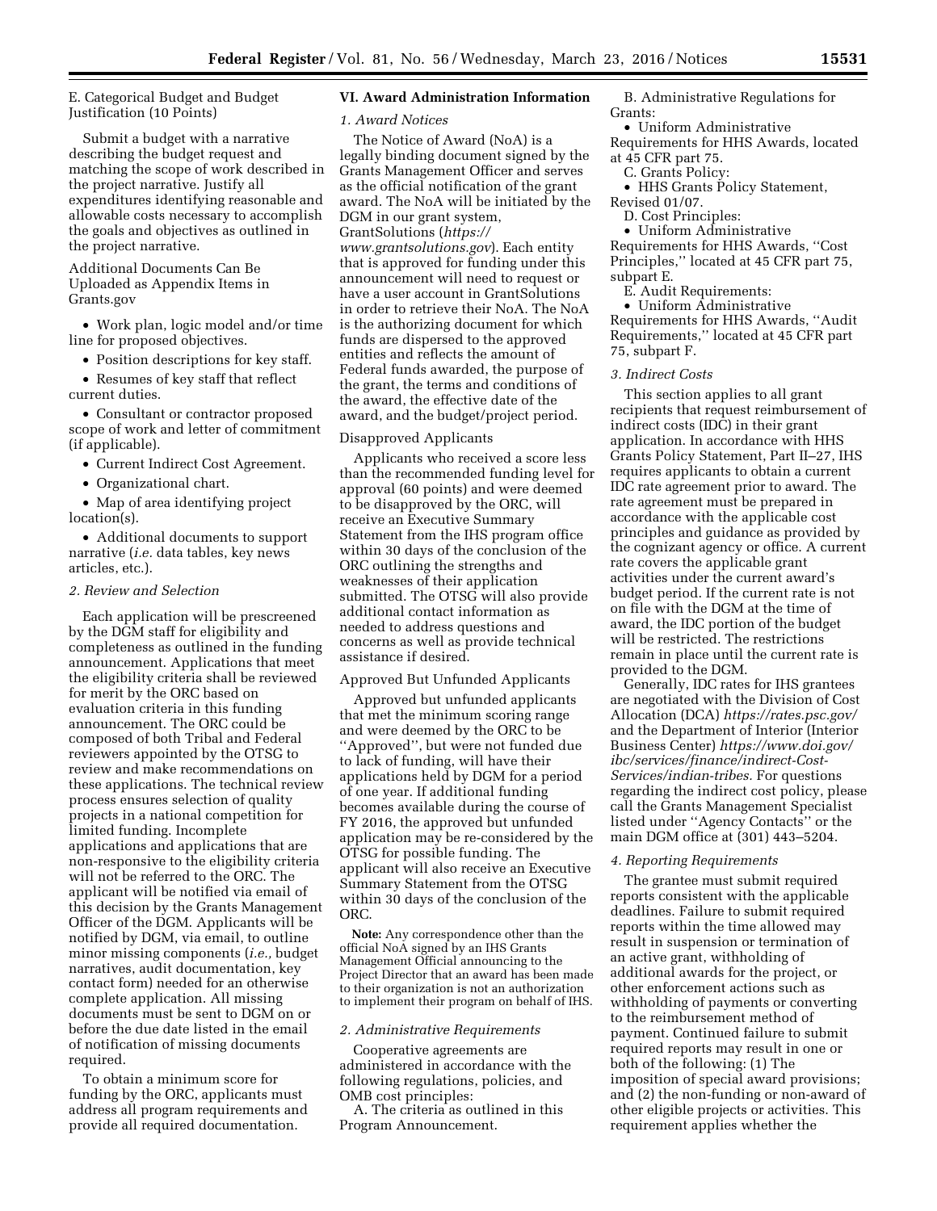E. Categorical Budget and Budget Justification (10 Points)

Submit a budget with a narrative describing the budget request and matching the scope of work described in the project narrative. Justify all expenditures identifying reasonable and allowable costs necessary to accomplish the goals and objectives as outlined in the project narrative.

Additional Documents Can Be Uploaded as Appendix Items in Grants.gov

- Work plan, logic model and/or time line for proposed objectives.
- Position descriptions for key staff.
- Resumes of key staff that reflect current duties.
- Consultant or contractor proposed scope of work and letter of commitment (if applicable).
- Current Indirect Cost Agreement.
- Organizational chart.
- Map of area identifying project location(s).
- Additional documents to support narrative (*i.e.* data tables, key news articles, etc.).

*2. Review and Selection*

Each application will be prescreened by the DGM staff for eligibility and completeness as outlined in the funding announcement. Applications that meet the eligibility criteria shall be reviewed for merit by the ORC based on evaluation criteria in this funding announcement. The ORC could be composed of both Tribal and Federal reviewers appointed by the OTSG to review and make recommendations on these applications. The technical review process ensures selection of quality projects in a national competition for limited funding. Incomplete applications and applications that are non-responsive to the eligibility criteria will not be referred to the ORC. The applicant will be notified via email of this decision by the Grants Management Officer of the DGM. Applicants will be notified by DGM, via email, to outline minor missing components (*i.e.,* budget narratives, audit documentation, key contact form) needed for an otherwise complete application. All missing documents must be sent to DGM on or before the due date listed in the email of notification of missing documents required.

To obtain a minimum score for funding by the ORC, applicants must address all program requirements and provide all required documentation.

## VI. Award Administration Information

*1. Award Notices*

The Notice of Award (NoA) is a legally binding document signed by the Grants Management Officer and serves as the official notification of the grant award. The NoA will be initiated by the DGM in our grant system, GrantSolutions (*https://www.grantsolutions.gov*). Each entity that is approved for funding under this announcement will need to request or have a user account in GrantSolutions in order to retrieve their NoA. The NoA is the authorizing document for which funds are dispersed to the approved entities and reflects the amount of Federal funds awarded, the purpose of the grant, the terms and conditions of the award, the effective date of the award, and the budget/project period.

Disapproved Applicants

Applicants who received a score less than the recommended funding level for approval (60 points) and were deemed to be disapproved by the ORC, will receive an Executive Summary Statement from the IHS program office within 30 days of the conclusion of the ORC outlining the strengths and weaknesses of their application submitted. The OTSG will also provide additional contact information as needed to address questions and concerns as well as provide technical assistance if desired.

Approved But Unfunded Applicants

Approved but unfunded applicants that met the minimum scoring range and were deemed by the ORC to be ''Approved'', but were not funded due to lack of funding, will have their applications held by DGM for a period of one year. If additional funding becomes available during the course of FY 2016, the approved but unfunded application may be re-considered by the OTSG for possible funding. The applicant will also receive an Executive Summary Statement from the OTSG within 30 days of the conclusion of the ORC.

**Note:** Any correspondence other than the official NoA signed by an IHS Grants Management Official announcing to the Project Director that an award has been made to their organization is not an authorization to implement their program on behalf of IHS.

*2. Administrative Requirements*

Cooperative agreements are administered in accordance with the following regulations, policies, and OMB cost principles:

A. The criteria as outlined in this Program Announcement.

B. Administrative Regulations for Grants:

- Uniform Administrative Requirements for HHS Awards, located at 45 CFR part 75.

C. Grants Policy:

- HHS Grants Policy Statement, Revised 01/07.

D. Cost Principles:

- Uniform Administrative Requirements for HHS Awards, ''Cost Principles,'' located at 45 CFR part 75, subpart E.

E. Audit Requirements:

- Uniform Administrative Requirements for HHS Awards, ''Audit Requirements,'' located at 45 CFR part 75, subpart F.

*3. Indirect Costs*

This section applies to all grant recipients that request reimbursement of indirect costs (IDC) in their grant application. In accordance with HHS Grants Policy Statement, Part II–27, IHS requires applicants to obtain a current IDC rate agreement prior to award. The rate agreement must be prepared in accordance with the applicable cost principles and guidance as provided by the cognizant agency or office. A current rate covers the applicable grant activities under the current award's budget period. If the current rate is not on file with the DGM at the time of award, the IDC portion of the budget will be restricted. The restrictions remain in place until the current rate is provided to the DGM.

Generally, IDC rates for IHS grantees are negotiated with the Division of Cost Allocation (DCA) *https://rates.psc.gov/* and the Department of Interior (Interior Business Center) *https://www.doi.gov/ibc/services/finance/indirect-Cost-Services/indian-tribes.* For questions regarding the indirect cost policy, please call the Grants Management Specialist listed under ''Agency Contacts'' or the main DGM office at (301) 443–5204.

*4. Reporting Requirements*

The grantee must submit required reports consistent with the applicable deadlines. Failure to submit required reports within the time allowed may result in suspension or termination of an active grant, withholding of additional awards for the project, or other enforcement actions such as withholding of payments or converting to the reimbursement method of payment. Continued failure to submit required reports may result in one or both of the following: (1) The imposition of special award provisions; and (2) the non-funding or non-award of other eligible projects or activities. This requirement applies whether the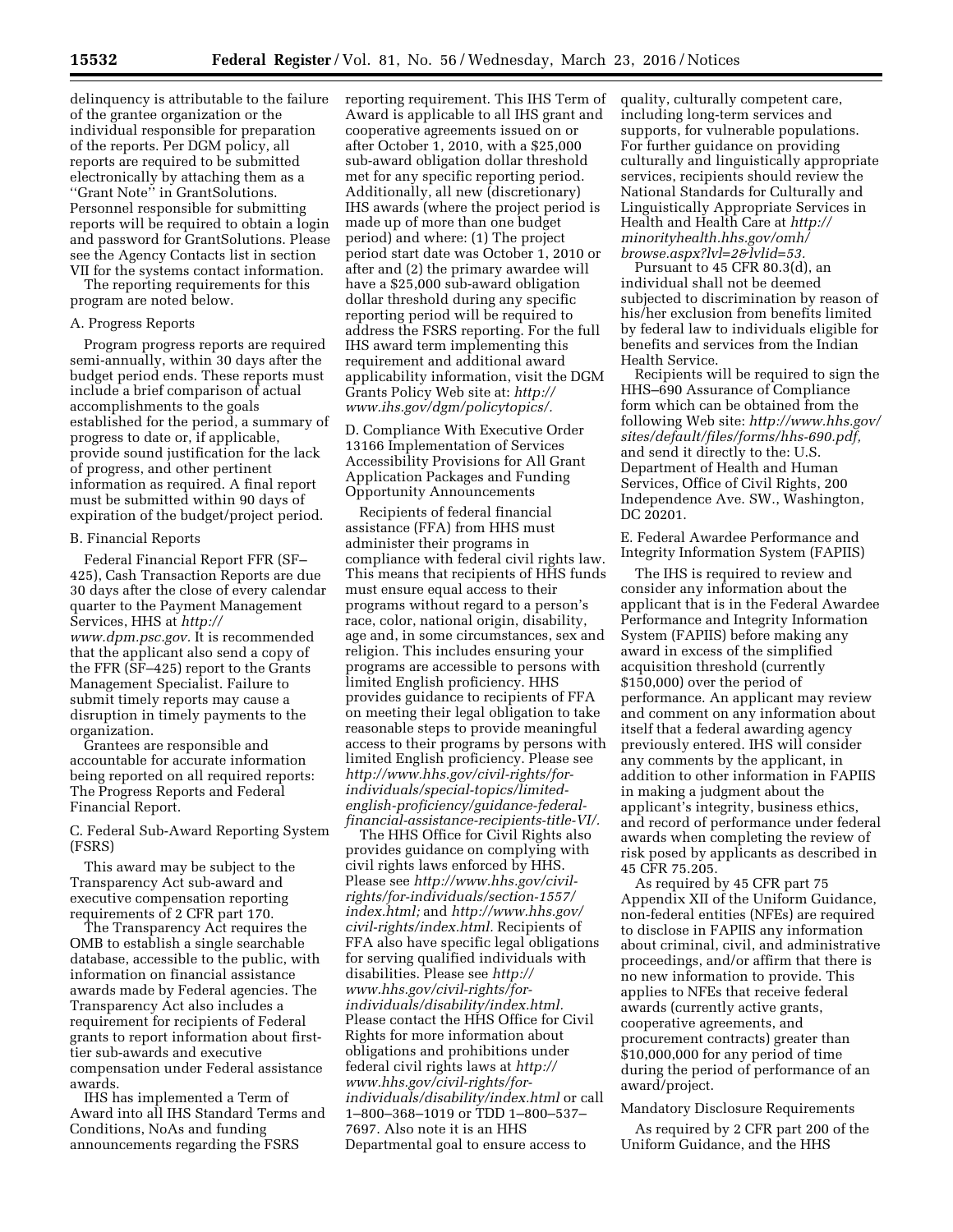delinquency is attributable to the failure of the grantee organization or the individual responsible for preparation of the reports. Per DGM policy, all reports are required to be submitted electronically by attaching them as a ''Grant Note'' in GrantSolutions. Personnel responsible for submitting reports will be required to obtain a login and password for GrantSolutions. Please see the Agency Contacts list in section VII for the systems contact information.

The reporting requirements for this program are noted below.

A. Progress Reports

Program progress reports are required semi-annually, within 30 days after the budget period ends. These reports must include a brief comparison of actual accomplishments to the goals established for the period, a summary of progress to date or, if applicable, provide sound justification for the lack of progress, and other pertinent information as required. A final report must be submitted within 90 days of expiration of the budget/project period.

B. Financial Reports

Federal Financial Report FFR (SF–425), Cash Transaction Reports are due 30 days after the close of every calendar quarter to the Payment Management Services, HHS at *http://www.dpm.psc.gov.* It is recommended that the applicant also send a copy of the FFR (SF–425) report to the Grants Management Specialist. Failure to submit timely reports may cause a disruption in timely payments to the organization.

Grantees are responsible and accountable for accurate information being reported on all required reports: The Progress Reports and Federal Financial Report.

C. Federal Sub-Award Reporting System (FSRS)

This award may be subject to the Transparency Act sub-award and executive compensation reporting requirements of 2 CFR part 170.

The Transparency Act requires the OMB to establish a single searchable database, accessible to the public, with information on financial assistance awards made by Federal agencies. The Transparency Act also includes a requirement for recipients of Federal grants to report information about first-tier sub-awards and executive compensation under Federal assistance awards.

IHS has implemented a Term of Award into all IHS Standard Terms and Conditions, NoAs and funding announcements regarding the FSRS reporting requirement. This IHS Term of Award is applicable to all IHS grant and cooperative agreements issued on or after October 1, 2010, with a $25,000 sub-award obligation dollar threshold met for any specific reporting period. Additionally, all new (discretionary) IHS awards (where the project period is made up of more than one budget period) and where: (1) The project period start date was October 1, 2010 or after and (2) the primary awardee will have a $25,000 sub-award obligation dollar threshold during any specific reporting period will be required to address the FSRS reporting. For the full IHS award term implementing this requirement and additional award applicability information, visit the DGM Grants Policy Web site at: *http://www.ihs.gov/dgm/policytopics/.*

D. Compliance With Executive Order 13166 Implementation of Services Accessibility Provisions for All Grant Application Packages and Funding Opportunity Announcements

Recipients of federal financial assistance (FFA) from HHS must administer their programs in compliance with federal civil rights law. This means that recipients of HHS funds must ensure equal access to their programs without regard to a person's race, color, national origin, disability, age and, in some circumstances, sex and religion. This includes ensuring your programs are accessible to persons with limited English proficiency. HHS provides guidance to recipients of FFA on meeting their legal obligation to take reasonable steps to provide meaningful access to their programs by persons with limited English proficiency. Please see *http://www.hhs.gov/civil-rights/for-individuals/special-topics/limited-english-proficiency/guidance-federal-financial-assistance-recipients-title-VI/.*

The HHS Office for Civil Rights also provides guidance on complying with civil rights laws enforced by HHS. Please see *http://www.hhs.gov/civil-rights/for-individuals/section-1557/index.html;* and *http://www.hhs.gov/civil-rights/index.html.* Recipients of FFA also have specific legal obligations for serving qualified individuals with disabilities. Please see *http://www.hhs.gov/civil-rights/for-individuals/disability/index.html.* Please contact the HHS Office for Civil Rights for more information about obligations and prohibitions under federal civil rights laws at *http://www.hhs.gov/civil-rights/for-individuals/disability/index.html* or call 1–800–368–1019 or TDD 1–800–537–7697. Also note it is an HHS Departmental goal to ensure access to quality, culturally competent care, including long-term services and supports, for vulnerable populations. For further guidance on providing culturally and linguistically appropriate services, recipients should review the National Standards for Culturally and Linguistically Appropriate Services in Health and Health Care at *http://minorityhealth.hhs.gov/omh/browse.aspx?lvl=2&lvlid=53.*

Pursuant to 45 CFR 80.3(d), an individual shall not be deemed subjected to discrimination by reason of his/her exclusion from benefits limited by federal law to individuals eligible for benefits and services from the Indian Health Service.

Recipients will be required to sign the HHS–690 Assurance of Compliance form which can be obtained from the following Web site: *http://www.hhs.gov/sites/default/files/forms/hhs-690.pdf,* and send it directly to the: U.S. Department of Health and Human Services, Office of Civil Rights, 200 Independence Ave. SW., Washington, DC 20201.

E. Federal Awardee Performance and Integrity Information System (FAPIIS)

The IHS is required to review and consider any information about the applicant that is in the Federal Awardee Performance and Integrity Information System (FAPIIS) before making any award in excess of the simplified acquisition threshold (currently $150,000) over the period of performance. An applicant may review and comment on any information about itself that a federal awarding agency previously entered. IHS will consider any comments by the applicant, in addition to other information in FAPIIS in making a judgment about the applicant's integrity, business ethics, and record of performance under federal awards when completing the review of risk posed by applicants as described in 45 CFR 75.205.

As required by 45 CFR part 75 Appendix XII of the Uniform Guidance, non-federal entities (NFEs) are required to disclose in FAPIIS any information about criminal, civil, and administrative proceedings, and/or affirm that there is no new information to provide. This applies to NFEs that receive federal awards (currently active grants, cooperative agreements, and procurement contracts) greater than $10,000,000 for any period of time during the period of performance of an award/project.

Mandatory Disclosure Requirements

As required by 2 CFR part 200 of the Uniform Guidance, and the HHS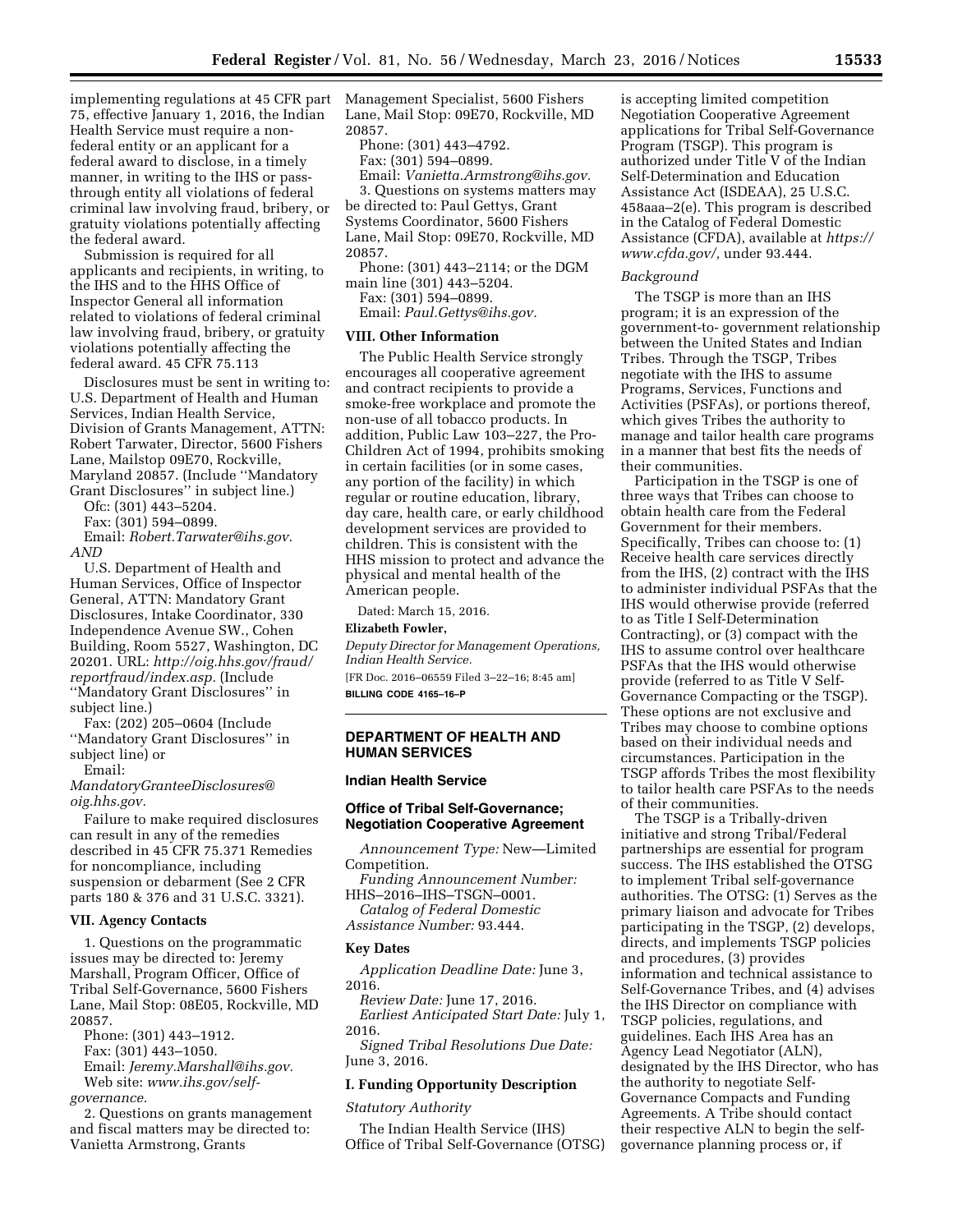implementing regulations at 45 CFR part 75, effective January 1, 2016, the Indian Health Service must require a non-federal entity or an applicant for a federal award to disclose, in a timely manner, in writing to the IHS or pass-through entity all violations of federal criminal law involving fraud, bribery, or gratuity violations potentially affecting the federal award.

Submission is required for all applicants and recipients, in writing, to the IHS and to the HHS Office of Inspector General all information related to violations of federal criminal law involving fraud, bribery, or gratuity violations potentially affecting the federal award. 45 CFR 75.113

Disclosures must be sent in writing to: U.S. Department of Health and Human Services, Indian Health Service, Division of Grants Management, ATTN: Robert Tarwater, Director, 5600 Fishers Lane, Mailstop 09E70, Rockville, Maryland 20857. (Include ''Mandatory Grant Disclosures'' in subject line.)

Ofc: (301) 443–5204.

Fax: (301) 594–0899.

Email: *Robert.Tarwater@ihs.gov.*

*AND*

U.S. Department of Health and Human Services, Office of Inspector General, ATTN: Mandatory Grant Disclosures, Intake Coordinator, 330 Independence Avenue SW., Cohen Building, Room 5527, Washington, DC 20201. URL: *http://oig.hhs.gov/fraud/reportfraud/index.asp.* (Include ''Mandatory Grant Disclosures'' in subject line.)

Fax: (202) 205–0604 (Include ''Mandatory Grant Disclosures'' in subject line) or

Email: *MandatoryGranteeDisclosures@oig.hhs.gov.*

Failure to make required disclosures can result in any of the remedies described in 45 CFR 75.371 Remedies for noncompliance, including suspension or debarment (See 2 CFR parts 180 & 376 and 31 U.S.C. 3321).

## VII. Agency Contacts

1. Questions on the programmatic issues may be directed to: Jeremy Marshall, Program Officer, Office of Tribal Self-Governance, 5600 Fishers Lane, Mail Stop: 08E05, Rockville, MD 20857.

Phone: (301) 443–1912.

Fax: (301) 443–1050.

Email: *Jeremy.Marshall@ihs.gov.*

Web site: *www.ihs.gov/self-governance.*

2. Questions on grants management and fiscal matters may be directed to: Vanietta Armstrong, Grants Management Specialist, 5600 Fishers Lane, Mail Stop: 09E70, Rockville, MD 20857.

Phone: (301) 443–4792.

Fax: (301) 594–0899.

Email: *Vanietta.Armstrong@ihs.gov.*

3. Questions on systems matters may be directed to: Paul Gettys, Grant Systems Coordinator, 5600 Fishers Lane, Mail Stop: 09E70, Rockville, MD 20857.

Phone: (301) 443–2114; or the DGM main line (301) 443–5204.

Fax: (301) 594–0899.

Email: *Paul.Gettys@ihs.gov.*

## VIII. Other Information

The Public Health Service strongly encourages all cooperative agreement and contract recipients to provide a smoke-free workplace and promote the non-use of all tobacco products. In addition, Public Law 103–227, the Pro-Children Act of 1994, prohibits smoking in certain facilities (or in some cases, any portion of the facility) in which regular or routine education, library, day care, health care, or early childhood development services are provided to children. This is consistent with the HHS mission to protect and advance the physical and mental health of the American people.

Dated: March 15, 2016.

**Elizabeth Fowler,**

*Deputy Director for Management Operations, Indian Health Service.*

[FR Doc. 2016–06559 Filed 3–22–16; 8:45 am]

**BILLING CODE 4165–16–P**

# DEPARTMENT OF HEALTH AND HUMAN SERVICES

## Indian Health Service

## Office of Tribal Self-Governance; Negotiation Cooperative Agreement

*Announcement Type:* New—Limited Competition.

*Funding Announcement Number:* HHS–2016–IHS–TSGN–0001.

*Catalog of Federal Domestic Assistance Number:* 93.444.

### Key Dates

*Application Deadline Date:* June 3, 2016.

*Review Date:* June 17, 2016.

*Earliest Anticipated Start Date:* July 1, 2016.

*Signed Tribal Resolutions Due Date:* June 3, 2016.

## I. Funding Opportunity Description

### *Statutory Authority*

The Indian Health Service (IHS) Office of Tribal Self-Governance (OTSG) is accepting limited competition Negotiation Cooperative Agreement applications for Tribal Self-Governance Program (TSGP). This program is authorized under Title V of the Indian Self-Determination and Education Assistance Act (ISDEAA), 25 U.S.C. 458aaa–2(e). This program is described in the Catalog of Federal Domestic Assistance (CFDA), available at *https://www.cfda.gov/,* under 93.444.

### *Background*

The TSGP is more than an IHS program; it is an expression of the government-to- government relationship between the United States and Indian Tribes. Through the TSGP, Tribes negotiate with the IHS to assume Programs, Services, Functions and Activities (PSFAs), or portions thereof, which gives Tribes the authority to manage and tailor health care programs in a manner that best fits the needs of their communities.

Participation in the TSGP is one of three ways that Tribes can choose to obtain health care from the Federal Government for their members. Specifically, Tribes can choose to: (1) Receive health care services directly from the IHS, (2) contract with the IHS to administer individual PSFAs that the IHS would otherwise provide (referred to as Title I Self-Determination Contracting), or (3) compact with the IHS to assume control over healthcare PSFAs that the IHS would otherwise provide (referred to as Title V Self-Governance Compacting or the TSGP). These options are not exclusive and Tribes may choose to combine options based on their individual needs and circumstances. Participation in the TSGP affords Tribes the most flexibility to tailor health care PSFAs to the needs of their communities.

The TSGP is a Tribally-driven initiative and strong Tribal/Federal partnerships are essential for program success. The IHS established the OTSG to implement Tribal self-governance authorities. The OTSG: (1) Serves as the primary liaison and advocate for Tribes participating in the TSGP, (2) develops, directs, and implements TSGP policies and procedures, (3) provides information and technical assistance to Self-Governance Tribes, and (4) advises the IHS Director on compliance with TSGP policies, regulations, and guidelines. Each IHS Area has an Agency Lead Negotiator (ALN), designated by the IHS Director, who has the authority to negotiate Self-Governance Compacts and Funding Agreements. A Tribe should contact their respective ALN to begin the self-governance planning process or, if